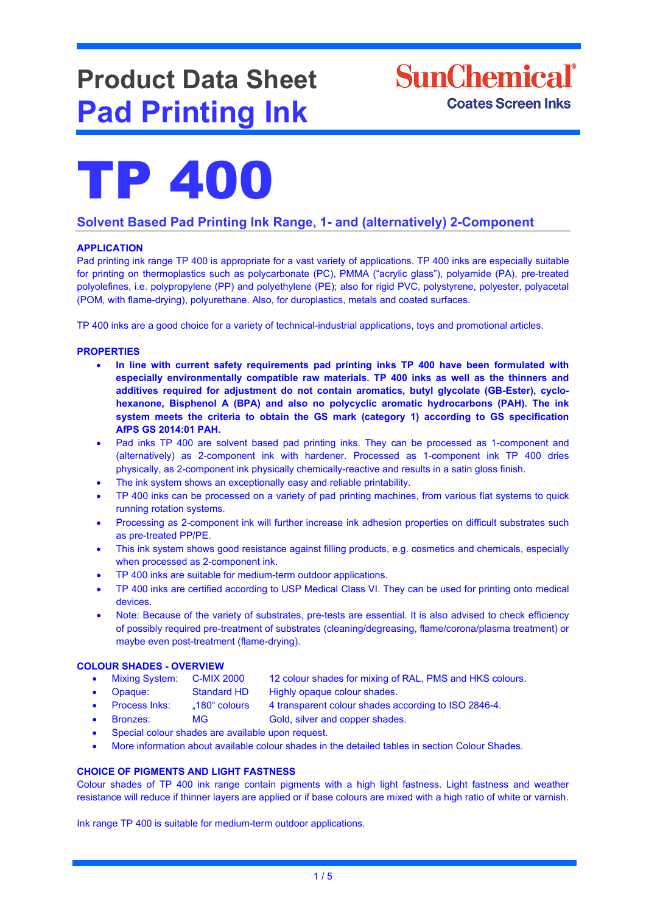# Product Data Sheet
# Pad Printing Ink

SunChemical
Coates Screen Inks

# TP 400

## Solvent Based Pad Printing Ink Range, 1- and (alternatively) 2-Component

### APPLICATION

Pad printing ink range TP 400 is appropriate for a vast variety of applications. TP 400 inks are especially suitable for printing on thermoplastics such as polycarbonate (PC), PMMA ("acrylic glass"), polyamide (PA), pre-treated polyolefines, i.e. polypropylene (PP) and polyethylene (PE); also for rigid PVC, polystyrene, polyester, polyacetal (POM, with flame-drying), polyurethane. Also, for duroplastics, metals and coated surfaces.

TP 400 inks are a good choice for a variety of technical-industrial applications, toys and promotional articles.

### PROPERTIES

- **In line with current safety requirements pad printing inks TP 400 have been formulated with especially environmentally compatible raw materials. TP 400 inks as well as the thinners and additives required for adjustment do not contain aromatics, butyl glycolate (GB-Ester), cyclo-hexanone, Bisphenol A (BPA) and also no polycyclic aromatic hydrocarbons (PAH). The ink system meets the criteria to obtain the GS mark (category 1) according to GS specification AfPS GS 2014:01 PAH.**
- Pad inks TP 400 are solvent based pad printing inks. They can be processed as 1-component and (alternatively) as 2-component ink with hardener. Processed as 1-component ink TP 400 dries physically, as 2-component ink physically chemically-reactive and results in a satin gloss finish.
- The ink system shows an exceptionally easy and reliable printability.
- TP 400 inks can be processed on a variety of pad printing machines, from various flat systems to quick running rotation systems.
- Processing as 2-component ink will further increase ink adhesion properties on difficult substrates such as pre-treated PP/PE.
- This ink system shows good resistance against filling products, e.g. cosmetics and chemicals, especially when processed as 2-component ink.
- TP 400 inks are suitable for medium-term outdoor applications.
- TP 400 inks are certified according to USP Medical Class VI. They can be used for printing onto medical devices.
- Note: Because of the variety of substrates, pre-tests are essential. It is also advised to check efficiency of possibly required pre-treatment of substrates (cleaning/degreasing, flame/corona/plasma treatment) or maybe even post-treatment (flame-drying).

### COLOUR SHADES - OVERVIEW

- Mixing System: C-MIX 2000 — 12 colour shades for mixing of RAL, PMS and HKS colours.
- Opaque: Standard HD — Highly opaque colour shades.
- Process Inks: „180" colours — 4 transparent colour shades according to ISO 2846-4.
- Bronzes: MG — Gold, silver and copper shades.
- Special colour shades are available upon request.
- More information about available colour shades in the detailed tables in section Colour Shades.

### CHOICE OF PIGMENTS AND LIGHT FASTNESS

Colour shades of TP 400 ink range contain pigments with a high light fastness. Light fastness and weather resistance will reduce if thinner layers are applied or if base colours are mixed with a high ratio of white or varnish.

Ink range TP 400 is suitable for medium-term outdoor applications.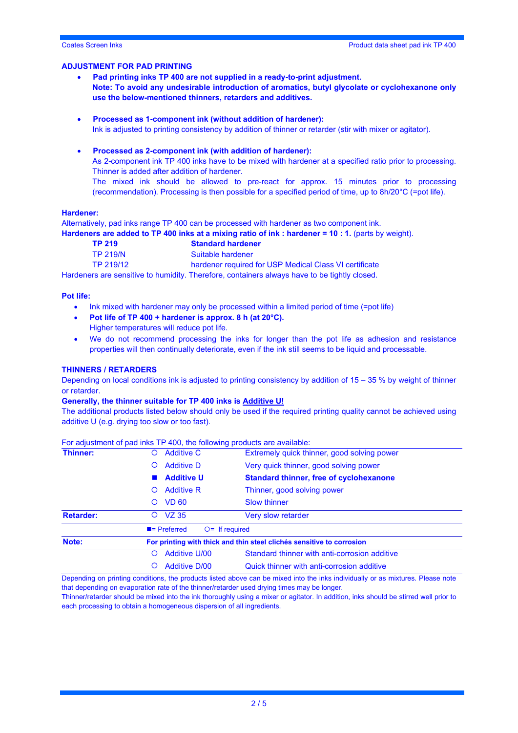## ADJUSTMENT FOR PAD PRINTING

- **Pad printing inks TP 400 are not supplied in a ready-to-print adjustment.**
  **Note: To avoid any undesirable introduction of aromatics, butyl glycolate or cyclohexanone only use the below-mentioned thinners, retarders and additives.**

- **Processed as 1-component ink (without addition of hardener):**
  Ink is adjusted to printing consistency by addition of thinner or retarder (stir with mixer or agitator).

- **Processed as 2-component ink (with addition of hardener):**
  As 2-component ink TP 400 inks have to be mixed with hardener at a specified ratio prior to processing. Thinner is added after addition of hardener.
  The mixed ink should be allowed to pre-react for approx. 15 minutes prior to processing (recommendation). Processing is then possible for a specified period of time, up to 8h/20°C (=pot life).

### Hardener:

Alternatively, pad inks range TP 400 can be processed with hardener as two component ink.
**Hardeners are added to TP 400 inks at a mixing ratio of ink : hardener = 10 : 1.** (parts by weight).

| | |
|---|---|
| **TP 219** | **Standard hardener** |
| TP 219/N | Suitable hardener |
| TP 219/12 | hardener required for USP Medical Class VI certificate |

Hardeners are sensitive to humidity. Therefore, containers always have to be tightly closed.

### Pot life:

- Ink mixed with hardener may only be processed within a limited period of time (=pot life)
- **Pot life of TP 400 + hardener is approx. 8 h (at 20°C).**
  Higher temperatures will reduce pot life.
- We do not recommend processing the inks for longer than the pot life as adhesion and resistance properties will then continually deteriorate, even if the ink still seems to be liquid and processable.

## THINNERS / RETARDERS

Depending on local conditions ink is adjusted to printing consistency by addition of 15 – 35 % by weight of thinner or retarder.

**Generally, the thinner suitable for TP 400 inks is Additive U!**

The additional products listed below should only be used if the required printing quality cannot be achieved using additive U (e.g. drying too slow or too fast).

For adjustment of pad inks TP 400, the following products are available:

| | | |
|---|---|---|
| **Thinner:** | ○ Additive C | Extremely quick thinner, good solving power |
| | ○ Additive D | Very quick thinner, good solving power |
| | ■ **Additive U** | **Standard thinner, free of cyclohexanone** |
| | ○ Additive R | Thinner, good solving power |
| | ○ VD 60 | Slow thinner |
| **Retarder:** | ○ VZ 35 | Very slow retarder |
| | ■= Preferred | ○= If required |
| **Note:** | **For printing with thick and thin steel clichés sensitive to corrosion** | |
| | ○ Additive U/00 | Standard thinner with anti-corrosion additive |
| | ○ Additive D/00 | Quick thinner with anti-corrosion additive |

Depending on printing conditions, the products listed above can be mixed into the inks individually or as mixtures. Please note that depending on evaporation rate of the thinner/retarder used drying times may be longer.
Thinner/retarder should be mixed into the ink thoroughly using a mixer or agitator. In addition, inks should be stirred well prior to each processing to obtain a homogeneous dispersion of all ingredients.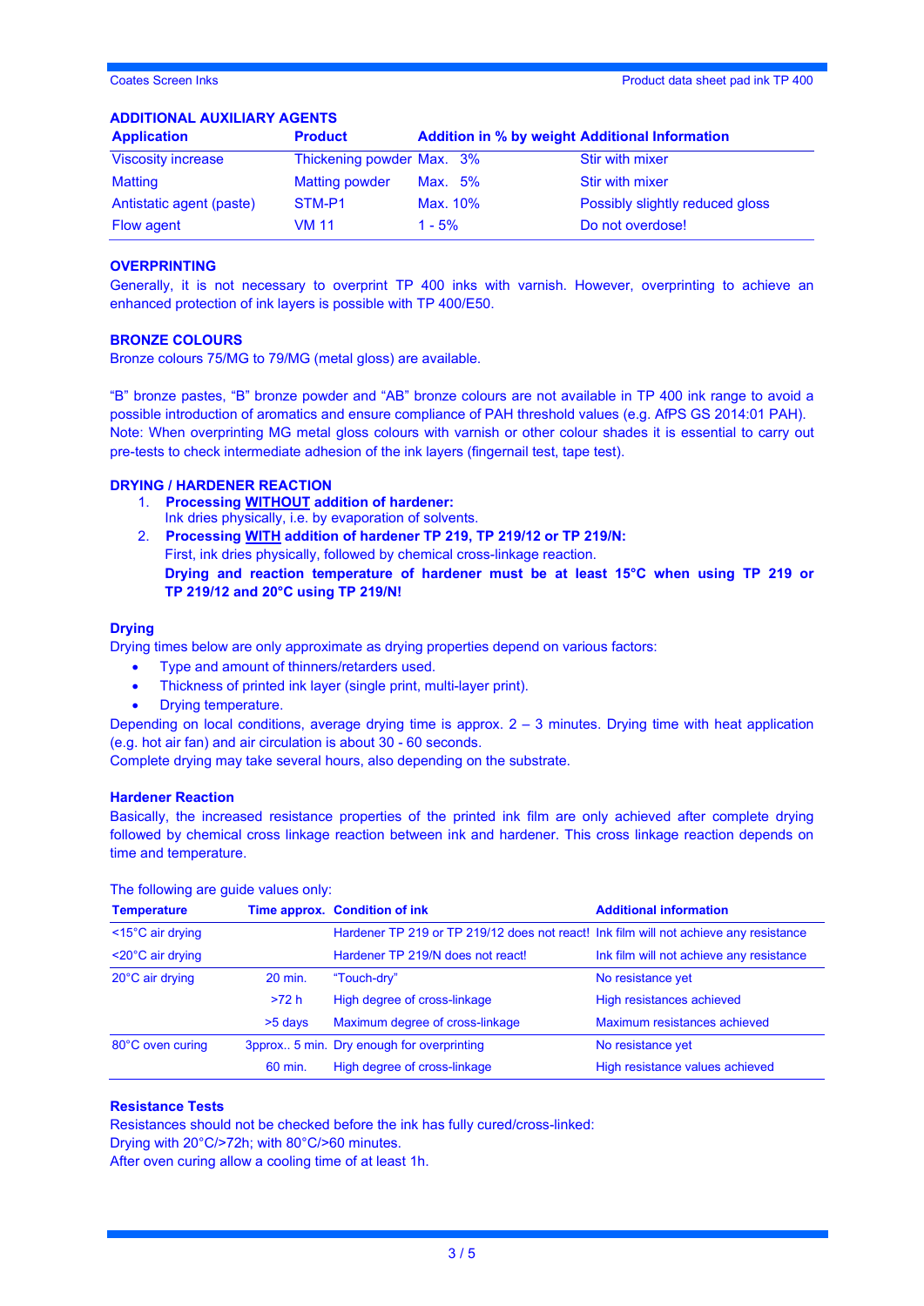## ADDITIONAL AUXILIARY AGENTS

| Application | Product | Addition in % by weight | Additional Information |
|---|---|---|---|
| Viscosity increase | Thickening powder | Max. 3% | Stir with mixer |
| Matting | Matting powder | Max. 5% | Stir with mixer |
| Antistatic agent (paste) | STM-P1 | Max. 10% | Possibly slightly reduced gloss |
| Flow agent | VM 11 | 1 - 5% | Do not overdose! |

## OVERPRINTING

Generally, it is not necessary to overprint TP 400 inks with varnish. However, overprinting to achieve an enhanced protection of ink layers is possible with TP 400/E50.

## BRONZE COLOURS

Bronze colours 75/MG to 79/MG (metal gloss) are available.

"B" bronze pastes, "B" bronze powder and "AB" bronze colours are not available in TP 400 ink range to avoid a possible introduction of aromatics and ensure compliance of PAH threshold values (e.g. AfPS GS 2014:01 PAH).
Note: When overprinting MG metal gloss colours with varnish or other colour shades it is essential to carry out pre-tests to check intermediate adhesion of the ink layers (fingernail test, tape test).

## DRYING / HARDENER REACTION

1. **Processing WITHOUT addition of hardener:**
   Ink dries physically, i.e. by evaporation of solvents.
2. **Processing WITH addition of hardener TP 219, TP 219/12 or TP 219/N:**
   First, ink dries physically, followed by chemical cross-linkage reaction.
   **Drying and reaction temperature of hardener must be at least 15°C when using TP 219 or TP 219/12 and 20°C using TP 219/N!**

### Drying

Drying times below are only approximate as drying properties depend on various factors:

- Type and amount of thinners/retarders used.
- Thickness of printed ink layer (single print, multi-layer print).
- Drying temperature.

Depending on local conditions, average drying time is approx. 2 – 3 minutes. Drying time with heat application (e.g. hot air fan) and air circulation is about 30 - 60 seconds.
Complete drying may take several hours, also depending on the substrate.

### Hardener Reaction

Basically, the increased resistance properties of the printed ink film are only achieved after complete drying followed by chemical cross linkage reaction between ink and hardener. This cross linkage reaction depends on time and temperature.

The following are guide values only:

| Temperature | Time approx. | Condition of ink | Additional information |
|---|---|---|---|
| <15°C air drying | | Hardener TP 219 or TP 219/12 does not react! | Ink film will not achieve any resistance |
| <20°C air drying | | Hardener TP 219/N does not react! | Ink film will not achieve any resistance |
| 20°C air drying | 20 min. | "Touch-dry" | No resistance yet |
| | >72 h | High degree of cross-linkage | High resistances achieved |
| | >5 days | Maximum degree of cross-linkage | Maximum resistances achieved |
| 80°C oven curing | 3pprox.. 5 min. | Dry enough for overprinting | No resistance yet |
| | 60 min. | High degree of cross-linkage | High resistance values achieved |

### Resistance Tests

Resistances should not be checked before the ink has fully cured/cross-linked:
Drying with 20°C/>72h; with 80°C/>60 minutes.
After oven curing allow a cooling time of at least 1h.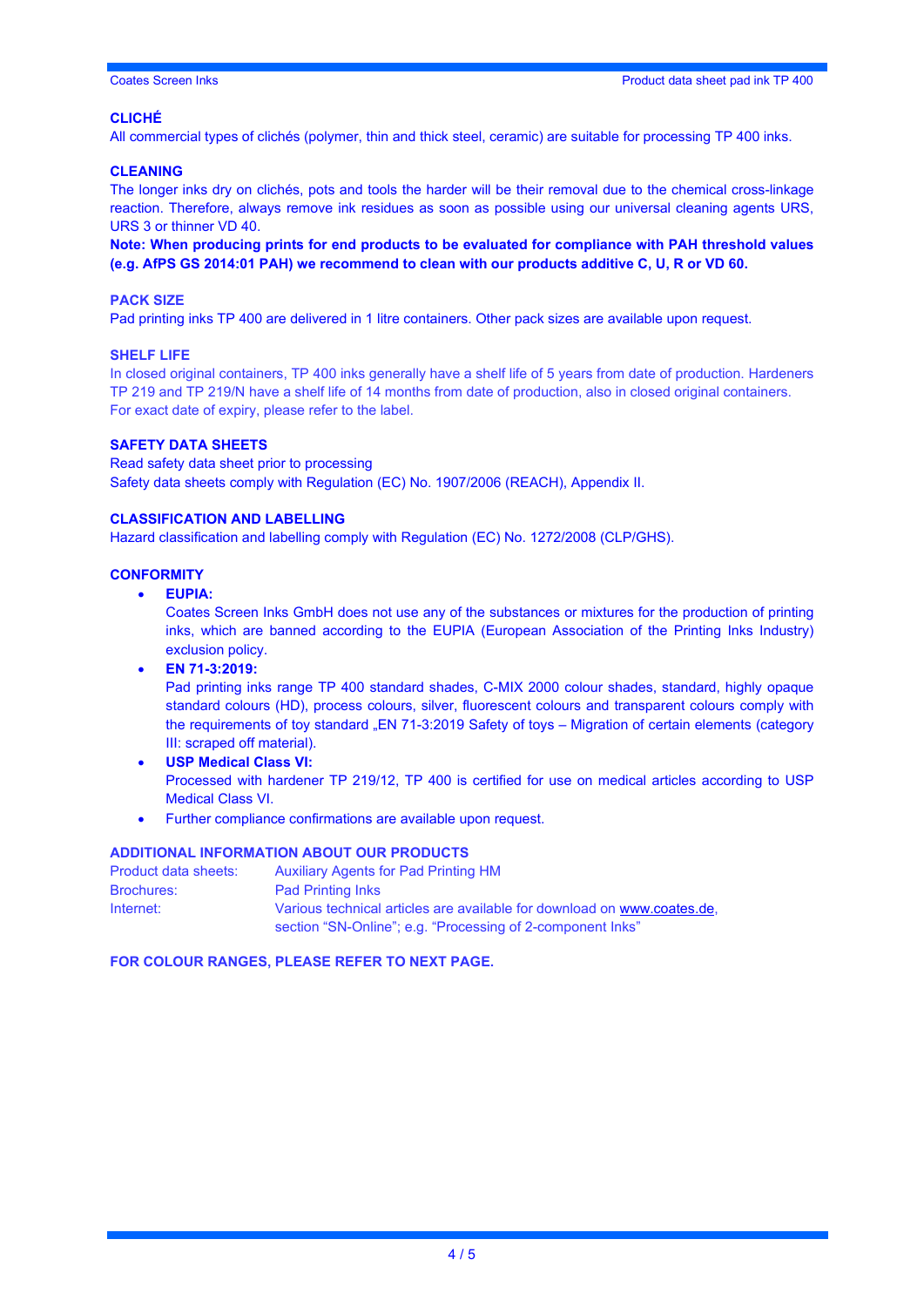## CLICHÉ

All commercial types of clichés (polymer, thin and thick steel, ceramic) are suitable for processing TP 400 inks.

## CLEANING

The longer inks dry on clichés, pots and tools the harder will be their removal due to the chemical cross-linkage reaction. Therefore, always remove ink residues as soon as possible using our universal cleaning agents URS, URS 3 or thinner VD 40.

**Note: When producing prints for end products to be evaluated for compliance with PAH threshold values (e.g. AfPS GS 2014:01 PAH) we recommend to clean with our products additive C, U, R or VD 60.**

## PACK SIZE

Pad printing inks TP 400 are delivered in 1 litre containers. Other pack sizes are available upon request.

## SHELF LIFE

In closed original containers, TP 400 inks generally have a shelf life of 5 years from date of production. Hardeners TP 219 and TP 219/N have a shelf life of 14 months from date of production, also in closed original containers. For exact date of expiry, please refer to the label.

## SAFETY DATA SHEETS

Read safety data sheet prior to processing
Safety data sheets comply with Regulation (EC) No. 1907/2006 (REACH), Appendix II.

## CLASSIFICATION AND LABELLING

Hazard classification and labelling comply with Regulation (EC) No. 1272/2008 (CLP/GHS).

## CONFORMITY

- **EUPIA:**
  Coates Screen Inks GmbH does not use any of the substances or mixtures for the production of printing inks, which are banned according to the EUPIA (European Association of the Printing Inks Industry) exclusion policy.
- **EN 71-3:2019:**
  Pad printing inks range TP 400 standard shades, C-MIX 2000 colour shades, standard, highly opaque standard colours (HD), process colours, silver, fluorescent colours and transparent colours comply with the requirements of toy standard „EN 71-3:2019 Safety of toys – Migration of certain elements (category III: scraped off material).
- **USP Medical Class VI:**
  Processed with hardener TP 219/12, TP 400 is certified for use on medical articles according to USP Medical Class VI.
- Further compliance confirmations are available upon request.

## ADDITIONAL INFORMATION ABOUT OUR PRODUCTS

| | |
|---|---|
| Product data sheets: | Auxiliary Agents for Pad Printing HM |
| Brochures: | Pad Printing Inks |
| Internet: | Various technical articles are available for download on www.coates.de, section "SN-Online"; e.g. "Processing of 2-component Inks" |

**FOR COLOUR RANGES, PLEASE REFER TO NEXT PAGE.**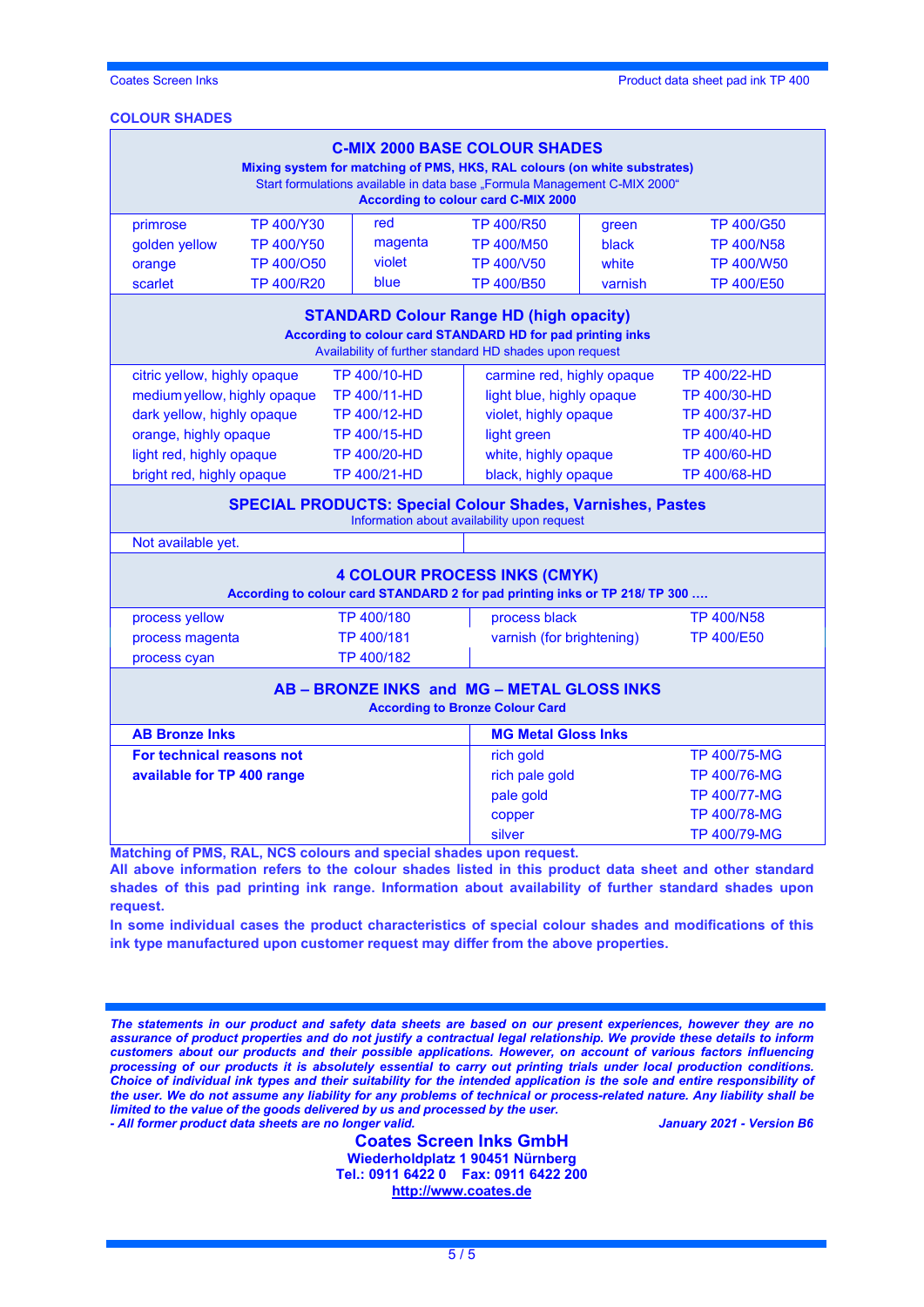## COLOUR SHADES

### C-MIX 2000 BASE COLOUR SHADES

**Mixing system for matching of PMS, HKS, RAL colours (on white substrates)**

Start formulations available in data base „Formula Management C-MIX 2000"

**According to colour card C-MIX 2000**

| | | | | | |
|---|---|---|---|---|---|
| primrose | TP 400/Y30 | red | TP 400/R50 | green | TP 400/G50 |
| golden yellow | TP 400/Y50 | magenta | TP 400/M50 | black | TP 400/N58 |
| orange | TP 400/O50 | violet | TP 400/V50 | white | TP 400/W50 |
| scarlet | TP 400/R20 | blue | TP 400/B50 | varnish | TP 400/E50 |

### STANDARD Colour Range HD (high opacity)

**According to colour card STANDARD HD for pad printing inks**

Availability of further standard HD shades upon request

| | | | |
|---|---|---|---|
| citric yellow, highly opaque | TP 400/10-HD | carmine red, highly opaque | TP 400/22-HD |
| medium yellow, highly opaque | TP 400/11-HD | light blue, highly opaque | TP 400/30-HD |
| dark yellow, highly opaque | TP 400/12-HD | violet, highly opaque | TP 400/37-HD |
| orange, highly opaque | TP 400/15-HD | light green | TP 400/40-HD |
| light red, highly opaque | TP 400/20-HD | white, highly opaque | TP 400/60-HD |
| bright red, highly opaque | TP 400/21-HD | black, highly opaque | TP 400/68-HD |

### SPECIAL PRODUCTS: Special Colour Shades, Varnishes, Pastes

Information about availability upon request

Not available yet.

### 4 COLOUR PROCESS INKS (CMYK)

**According to colour card STANDARD 2 for pad printing inks or TP 218/ TP 300 ….**

| | | | |
|---|---|---|---|
| process yellow | TP 400/180 | process black | TP 400/N58 |
| process magenta | TP 400/181 | varnish (for brightening) | TP 400/E50 |
| process cyan | TP 400/182 | | |

### AB – BRONZE INKS and MG – METAL GLOSS INKS

**According to Bronze Colour Card**

| **AB Bronze Inks** | **MG Metal Gloss Inks** | |
|---|---|---|
| **For technical reasons not available for TP 400 range** | rich gold | TP 400/75-MG |
| | rich pale gold | TP 400/76-MG |
| | pale gold | TP 400/77-MG |
| | copper | TP 400/78-MG |
| | silver | TP 400/79-MG |

**Matching of PMS, RAL, NCS colours and special shades upon request.**

**All above information refers to the colour shades listed in this product data sheet and other standard shades of this pad printing ink range. Information about availability of further standard shades upon request.**

**In some individual cases the product characteristics of special colour shades and modifications of this ink type manufactured upon customer request may differ from the above properties.**

***The statements in our product and safety data sheets are based on our present experiences, however they are no assurance of product properties and do not justify a contractual legal relationship. We provide these details to inform customers about our products and their possible applications. However, on account of various factors influencing processing of our products it is absolutely essential to carry out printing trials under local production conditions. Choice of individual ink types and their suitability for the intended application is the sole and entire responsibility of the user. We do not assume any liability for any problems of technical or process-related nature. Any liability shall be limited to the value of the goods delivered by us and processed by the user.***

***- All former product data sheets are no longer valid.*** ***January 2021 - Version B6***

**Coates Screen Inks GmbH**
**Wiederholdplatz 1 90451 Nürnberg**
**Tel.: 0911 6422 0 Fax: 0911 6422 200**
**http://www.coates.de**